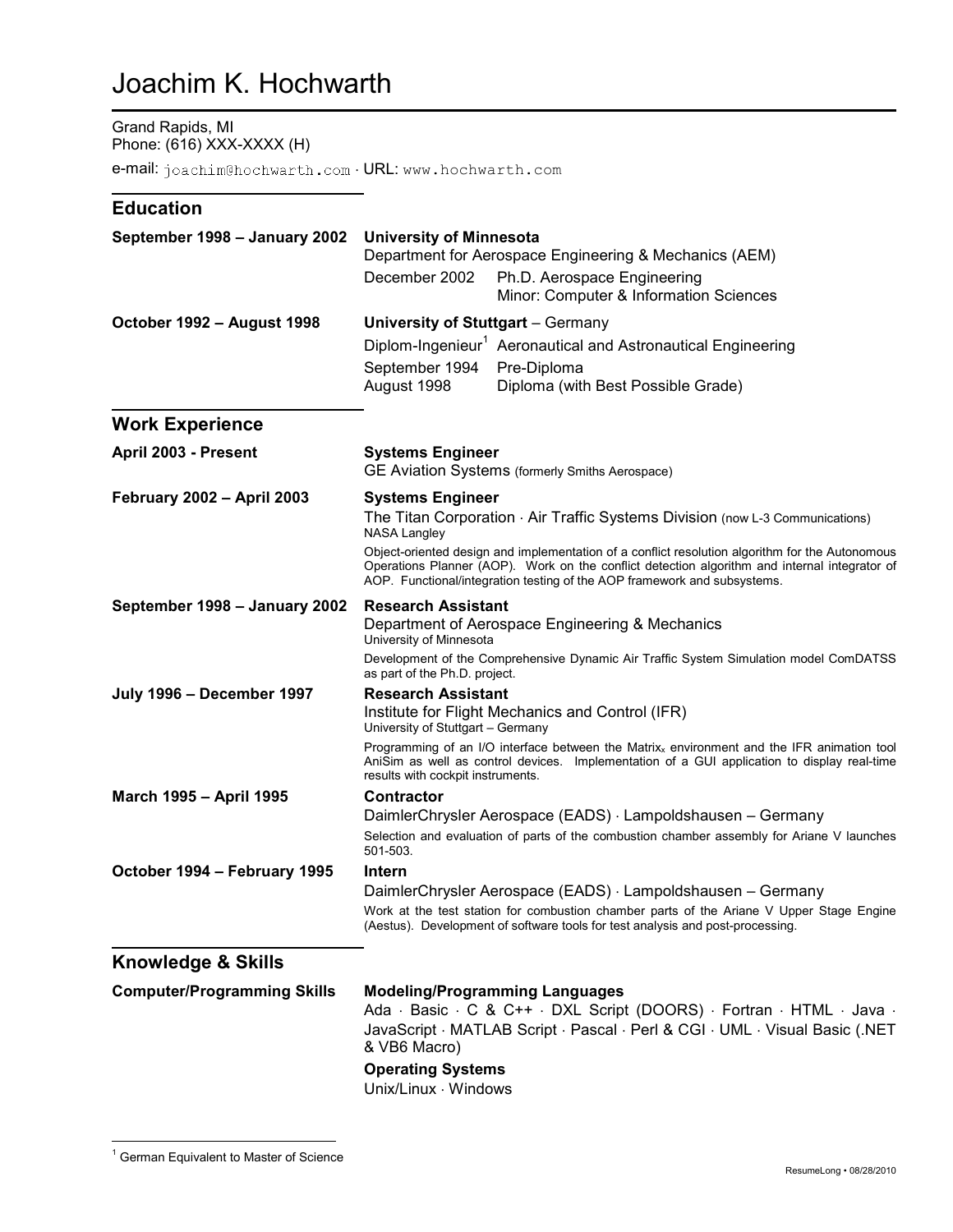# Joachim K. Hochwarth

Grand Rapids, MI
Phone: (616) XXX-XXXX (H)
e-mail: joachim@hochwarth.com · URL: www.hochwarth.com

## Education

**September 1998 – January 2002** — **University of Minnesota**
Department for Aerospace Engineering & Mechanics (AEM)

| | |
|---|---|
| December 2002 | Ph.D. Aerospace Engineering<br>Minor: Computer & Information Sciences |

**October 1992 – August 1998** — **University of Stuttgart** – Germany

| | |
|---|---|
| Diplom-Ingenieur[1] | Aeronautical and Astronautical Engineering |
| September 1994 | Pre-Diploma |
| August 1998 | Diploma (with Best Possible Grade) |

## Work Experience

**April 2003 - Present** — **Systems Engineer**
GE Aviation Systems (formerly Smiths Aerospace)

**February 2002 – April 2003** — **Systems Engineer**
The Titan Corporation · Air Traffic Systems Division (now L-3 Communications)
NASA Langley
Object-oriented design and implementation of a conflict resolution algorithm for the Autonomous Operations Planner (AOP). Work on the conflict detection algorithm and internal integrator of AOP. Functional/integration testing of the AOP framework and subsystems.

**September 1998 – January 2002** — **Research Assistant**
Department of Aerospace Engineering & Mechanics
University of Minnesota
Development of the Comprehensive Dynamic Air Traffic System Simulation model ComDATSS as part of the Ph.D. project.

**July 1996 – December 1997** — **Research Assistant**
Institute for Flight Mechanics and Control (IFR)
University of Stuttgart – Germany
Programming of an I/O interface between the $\text{Matrix}_x$ environment and the IFR animation tool AniSim as well as control devices. Implementation of a GUI application to display real-time results with cockpit instruments.

**March 1995 – April 1995** — **Contractor**
DaimlerChrysler Aerospace (EADS) · Lampoldshausen – Germany
Selection and evaluation of parts of the combustion chamber assembly for Ariane V launches 501-503.

**October 1994 – February 1995** — **Intern**
DaimlerChrysler Aerospace (EADS) · Lampoldshausen – Germany
Work at the test station for combustion chamber parts of the Ariane V Upper Stage Engine (Aestus). Development of software tools for test analysis and post-processing.

## Knowledge & Skills

**Computer/Programming Skills**

**Modeling/Programming Languages**
Ada · Basic · C & C++ · DXL Script (DOORS) · Fortran · HTML · Java · JavaScript · MATLAB Script · Pascal · Perl & CGI · UML · Visual Basic (.NET & VB6 Macro)

**Operating Systems**
Unix/Linux · Windows

---

[1] German Equivalent to Master of Science

ResumeLong • 08/28/2010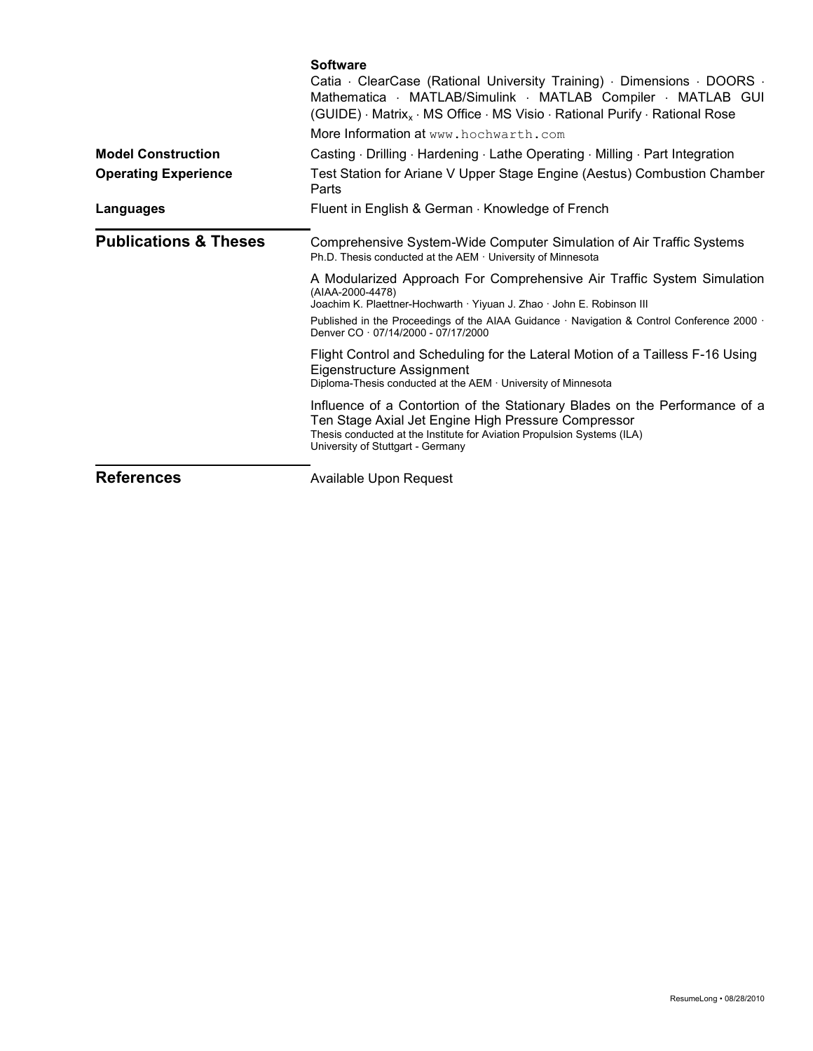**Software**

Catia · ClearCase (Rational University Training) · Dimensions · DOORS · Mathematica · MATLAB/Simulink · MATLAB Compiler · MATLAB GUI (GUIDE) · $\text{Matrix}_x$ · MS Office · MS Visio · Rational Purify · Rational Rose

More Information at www.hochwarth.com

**Model Construction** Casting · Drilling · Hardening · Lathe Operating · Milling · Part Integration

**Operating Experience** Test Station for Ariane V Upper Stage Engine (Aestus) Combustion Chamber Parts

**Languages** Fluent in English & German · Knowledge of French

## Publications & Theses

Comprehensive System-Wide Computer Simulation of Air Traffic Systems
Ph.D. Thesis conducted at the AEM · University of Minnesota

A Modularized Approach For Comprehensive Air Traffic System Simulation (AIAA-2000-4478)
Joachim K. Plaettner-Hochwarth · Yiyuan J. Zhao · John E. Robinson III
Published in the Proceedings of the AIAA Guidance · Navigation & Control Conference 2000 · Denver CO · 07/14/2000 - 07/17/2000

Flight Control and Scheduling for the Lateral Motion of a Tailless F-16 Using Eigenstructure Assignment
Diploma-Thesis conducted at the AEM · University of Minnesota

Influence of a Contortion of the Stationary Blades on the Performance of a Ten Stage Axial Jet Engine High Pressure Compressor
Thesis conducted at the Institute for Aviation Propulsion Systems (ILA)
University of Stuttgart - Germany

## References

Available Upon Request